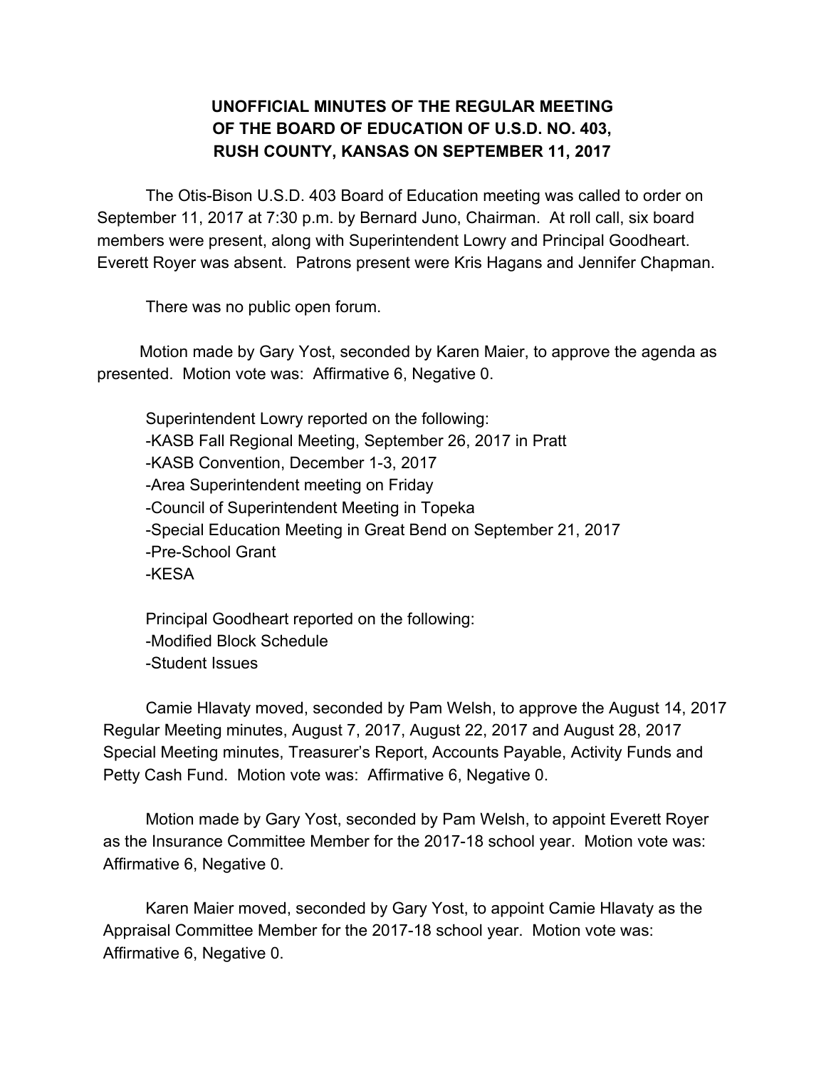# UNOFFICIAL MINUTES OF THE REGULAR MEETING OF THE BOARD OF EDUCATION OF U.S.D. NO. 403, RUSH COUNTY, KANSAS ON SEPTEMBER 11, 2017

The Otis-Bison U.S.D. 403 Board of Education meeting was called to order on September 11, 2017 at 7:30 p.m. by Bernard Juno, Chairman. At roll call, six board members were present, along with Superintendent Lowry and Principal Goodheart. Everett Royer was absent. Patrons present were Kris Hagans and Jennifer Chapman.

There was no public open forum.

Motion made by Gary Yost, seconded by Karen Maier, to approve the agenda as presented. Motion vote was: Affirmative 6, Negative 0.

Superintendent Lowry reported on the following:
-KASB Fall Regional Meeting, September 26, 2017 in Pratt
-KASB Convention, December 1-3, 2017
-Area Superintendent meeting on Friday
-Council of Superintendent Meeting in Topeka
-Special Education Meeting in Great Bend on September 21, 2017
-Pre-School Grant
-KESA

Principal Goodheart reported on the following:
-Modified Block Schedule
-Student Issues

Camie Hlavaty moved, seconded by Pam Welsh, to approve the August 14, 2017 Regular Meeting minutes, August 7, 2017, August 22, 2017 and August 28, 2017 Special Meeting minutes, Treasurer's Report, Accounts Payable, Activity Funds and Petty Cash Fund. Motion vote was: Affirmative 6, Negative 0.

Motion made by Gary Yost, seconded by Pam Welsh, to appoint Everett Royer as the Insurance Committee Member for the 2017-18 school year. Motion vote was: Affirmative 6, Negative 0.

Karen Maier moved, seconded by Gary Yost, to appoint Camie Hlavaty as the Appraisal Committee Member for the 2017-18 school year. Motion vote was: Affirmative 6, Negative 0.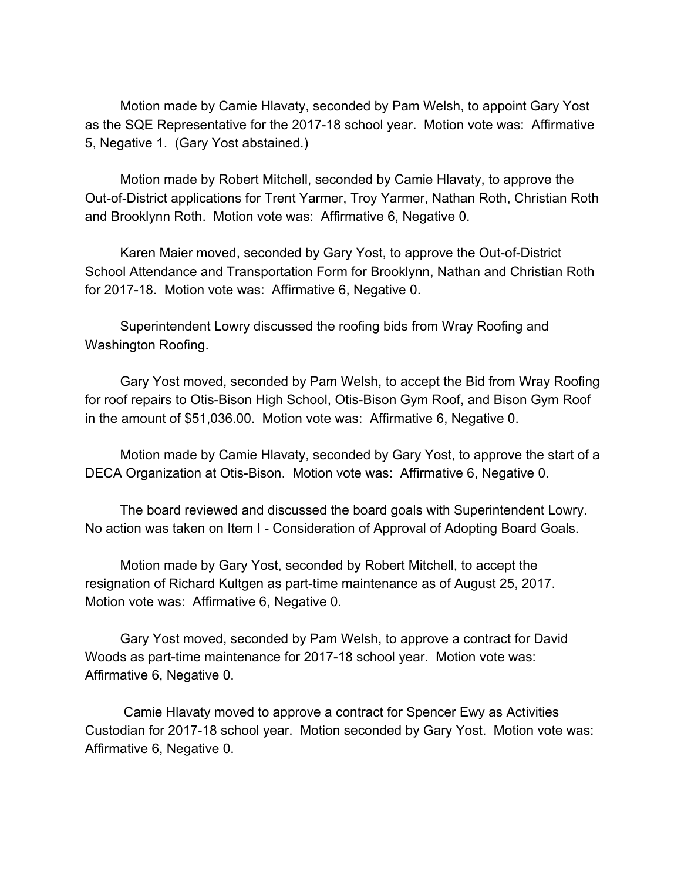Motion made by Camie Hlavaty, seconded by Pam Welsh, to appoint Gary Yost as the SQE Representative for the 2017-18 school year. Motion vote was: Affirmative 5, Negative 1. (Gary Yost abstained.)

Motion made by Robert Mitchell, seconded by Camie Hlavaty, to approve the Out-of-District applications for Trent Yarmer, Troy Yarmer, Nathan Roth, Christian Roth and Brooklynn Roth. Motion vote was: Affirmative 6, Negative 0.

Karen Maier moved, seconded by Gary Yost, to approve the Out-of-District School Attendance and Transportation Form for Brooklynn, Nathan and Christian Roth for 2017-18. Motion vote was: Affirmative 6, Negative 0.

Superintendent Lowry discussed the roofing bids from Wray Roofing and Washington Roofing.

Gary Yost moved, seconded by Pam Welsh, to accept the Bid from Wray Roofing for roof repairs to Otis-Bison High School, Otis-Bison Gym Roof, and Bison Gym Roof in the amount of $51,036.00. Motion vote was: Affirmative 6, Negative 0.

Motion made by Camie Hlavaty, seconded by Gary Yost, to approve the start of a DECA Organization at Otis-Bison. Motion vote was: Affirmative 6, Negative 0.

The board reviewed and discussed the board goals with Superintendent Lowry. No action was taken on Item I - Consideration of Approval of Adopting Board Goals.

Motion made by Gary Yost, seconded by Robert Mitchell, to accept the resignation of Richard Kultgen as part-time maintenance as of August 25, 2017. Motion vote was: Affirmative 6, Negative 0.

Gary Yost moved, seconded by Pam Welsh, to approve a contract for David Woods as part-time maintenance for 2017-18 school year. Motion vote was: Affirmative 6, Negative 0.

Camie Hlavaty moved to approve a contract for Spencer Ewy as Activities Custodian for 2017-18 school year. Motion seconded by Gary Yost. Motion vote was: Affirmative 6, Negative 0.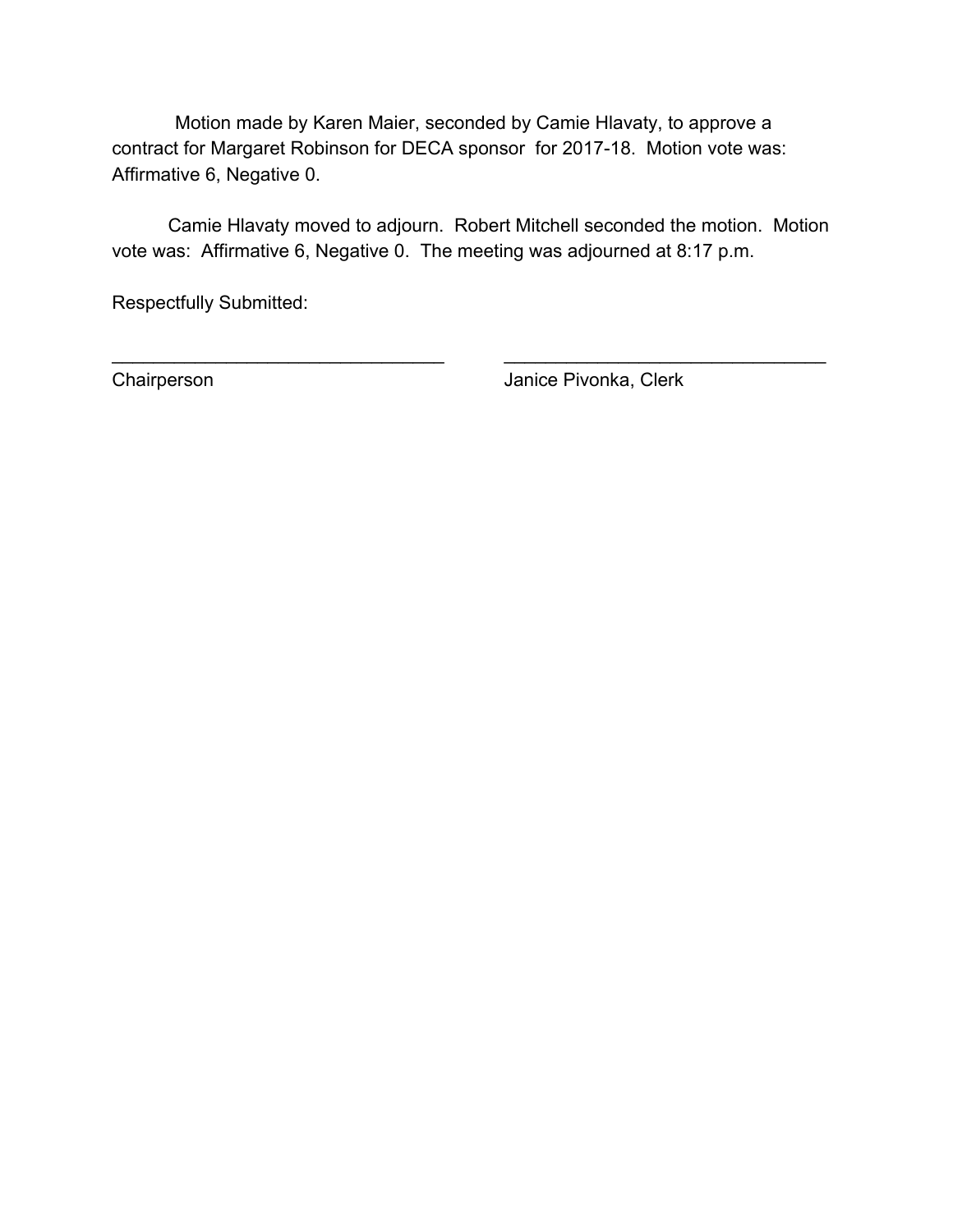Motion made by Karen Maier, seconded by Camie Hlavaty, to approve a contract for Margaret Robinson for DECA sponsor for 2017-18. Motion vote was: Affirmative 6, Negative 0.

Camie Hlavaty moved to adjourn. Robert Mitchell seconded the motion. Motion vote was: Affirmative 6, Negative 0. The meeting was adjourned at 8:17 p.m.

Respectfully Submitted:

| | |
|---|---|
| _________________________________ | _________________________________ |
| Chairperson | Janice Pivonka, Clerk |